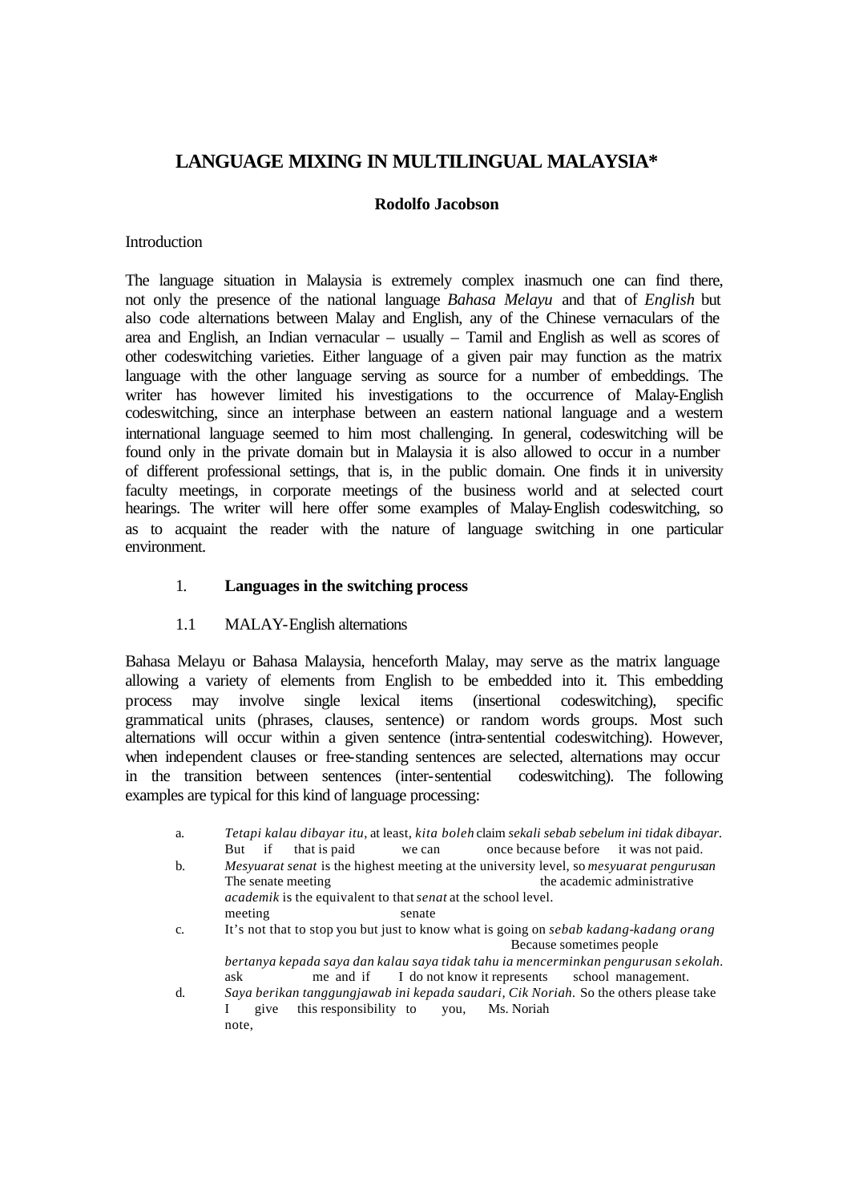# LANGUAGE MIXING IN MULTILINGUAL MALAYSIA*

**Rodolfo Jacobson**

Introduction

The language situation in Malaysia is extremely complex inasmuch one can find there, not only the presence of the national language *Bahasa Melayu* and that of *English* but also code alternations between Malay and English, any of the Chinese vernaculars of the area and English, an Indian vernacular – usually – Tamil and English as well as scores of other codeswitching varieties. Either language of a given pair may function as the matrix language with the other language serving as source for a number of embeddings. The writer has however limited his investigations to the occurrence of Malay-English codeswitching, since an interphase between an eastern national language and a western international language seemed to him most challenging. In general, codeswitching will be found only in the private domain but in Malaysia it is also allowed to occur in a number of different professional settings, that is, in the public domain. One finds it in university faculty meetings, in corporate meetings of the business world and at selected court hearings. The writer will here offer some examples of Malay-English codeswitching, so as to acquaint the reader with the nature of language switching in one particular environment.

## 1. Languages in the switching process

### 1.1 MALAY-English alternations

Bahasa Melayu or Bahasa Malaysia, henceforth Malay, may serve as the matrix language allowing a variety of elements from English to be embedded into it. This embedding process may involve single lexical items (insertional codeswitching), specific grammatical units (phrases, clauses, sentence) or random words groups. Most such alternations will occur within a given sentence (intra-sentential codeswitching). However, when independent clauses or free-standing sentences are selected, alternations may occur in the transition between sentences (inter-sentential codeswitching). The following examples are typical for this kind of language processing:

a. *Tetapi kalau dibayar itu*, at least, *kita boleh* claim *sekali sebab sebelum ini tidak dibayar.*
   But if that is paid we can once because before it was not paid.

b. *Mesyuarat senat* is the highest meeting at the university level, so *mesyuarat pengurusan academik* is the equivalent to that *senat* at the school level.
   The senate meeting the academic administrative meeting senate

c. It's not that to stop you but just to know what is going on *sebab kadang-kadang orang bertanya kepada saya dan kalau saya tidak tahu ia mencerminkan pengurusan sekolah.*
   Because sometimes people ask me and if I do not know it represents school management.

d. *Saya berikan tanggungjawab ini kepada saudari, Cik Noriah.* So the others please take note,
   I give this responsibility to you, Ms. Noriah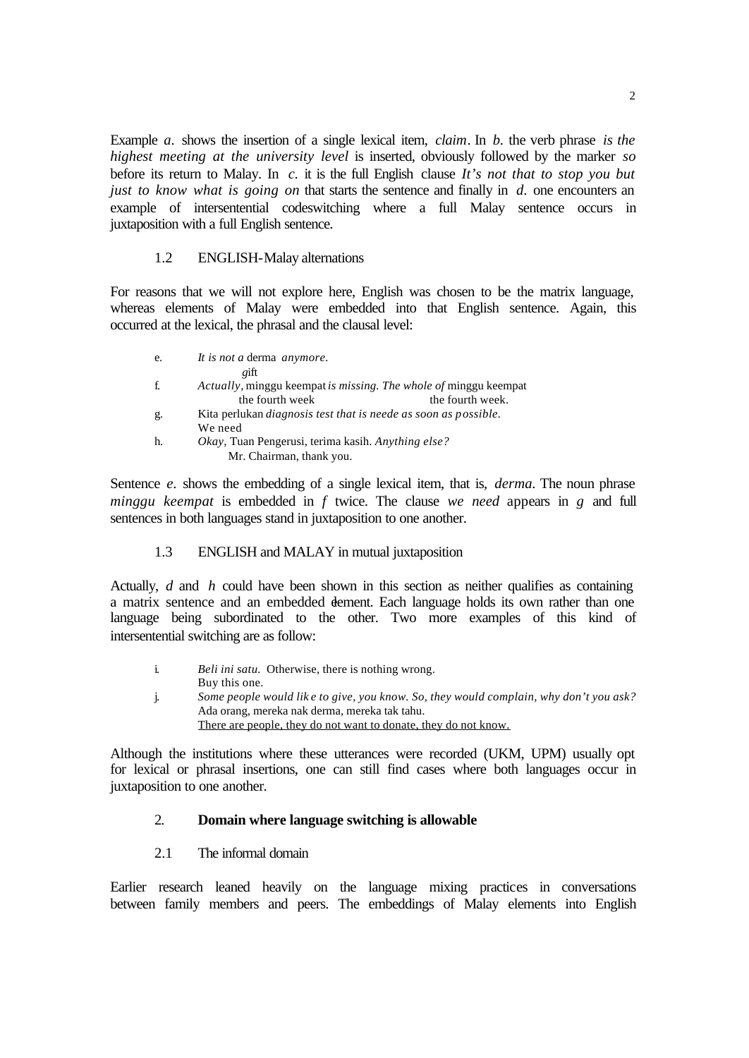Example *a*. shows the insertion of a single lexical item, *claim*. In *b*. the verb phrase *is the highest meeting at the university level* is inserted, obviously followed by the marker *so* before its return to Malay. In *c*. it is the full English clause *It's not that to stop you but just to know what is going on* that starts the sentence and finally in *d*. one encounters an example of intersentential codeswitching where a full Malay sentence occurs in juxtaposition with a full English sentence.

### 1.2 ENGLISH-Malay alternations

For reasons that we will not explore here, English was chosen to be the matrix language, whereas elements of Malay were embedded into that English sentence. Again, this occurred at the lexical, the phrasal and the clausal level:

e. *It is not a* derma *anymore.*
   gift
f. *Actually*, minggu keempat *is missing. The whole of* minggu keempat
   the fourth week the fourth week.
g. Kita perlukan *diagnosis test that is neede as soon as possible.*
   We need
h. *Okay,* Tuan Pengerusi, terima kasih. *Anything else?*
   Mr. Chairman, thank you.

Sentence *e*. shows the embedding of a single lexical item, that is, *derma*. The noun phrase *minggu keempat* is embedded in *f* twice. The clause *we need* appears in *g* and full sentences in both languages stand in juxtaposition to one another.

### 1.3 ENGLISH and MALAY in mutual juxtaposition

Actually, *d* and *h* could have been shown in this section as neither qualifies as containing a matrix sentence and an embedded element. Each language holds its own rather than one language being subordinated to the other. Two more examples of this kind of intersentential switching are as follow:

i. *Beli ini satu.* Otherwise, there is nothing wrong.
   Buy this one.
j. *Some people would like to give, you know. So, they would complain, why don't you ask?*
   Ada orang, mereka nak derma, mereka tak tahu.
   There are people, they do not want to donate, they do not know.

Although the institutions where these utterances were recorded (UKM, UPM) usually opt for lexical or phrasal insertions, one can still find cases where both languages occur in juxtaposition to one another.

## 2. **Domain where language switching is allowable**

### 2.1 The informal domain

Earlier research leaned heavily on the language mixing practices in conversations between family members and peers. The embeddings of Malay elements into English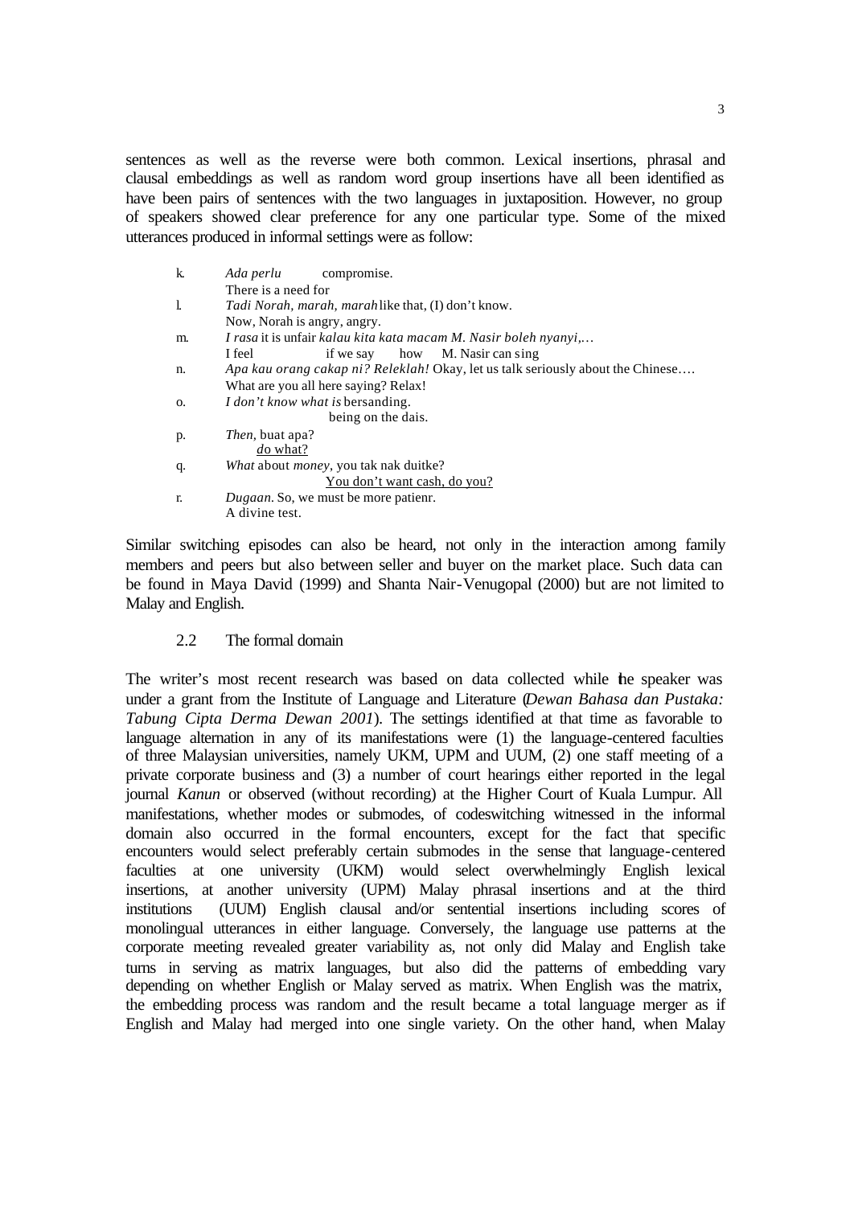sentences as well as the reverse were both common. Lexical insertions, phrasal and clausal embeddings as well as random word group insertions have all been identified as have been pairs of sentences with the two languages in juxtaposition. However, no group of speakers showed clear preference for any one particular type. Some of the mixed utterances produced in informal settings were as follow:

k. *Ada perlu* compromise.
   There is a need for

l. *Tadi Norah, marah, marah* like that, (I) don't know.
   Now, Norah is angry, angry.

m. *I rasa* it is unfair *kalau kita kata macam M. Nasir boleh nyanyi,…*
   I feel if we say how M. Nasir can sing

n. *Apa kau orang cakap ni? Releklah!* Okay, let us talk seriously about the Chinese….
   What are you all here saying? Relax!

o. *I don't know what is* bersanding.
   being on the dais.

p. *Then,* buat apa?
   do what?

q. *What* about *money*, you tak nak duitke?
   You don't want cash, do you?

r. *Dugaan.* So, we must be more patienr.
   A divine test.

Similar switching episodes can also be heard, not only in the interaction among family members and peers but also between seller and buyer on the market place. Such data can be found in Maya David (1999) and Shanta Nair-Venugopal (2000) but are not limited to Malay and English.

### 2.2 The formal domain

The writer's most recent research was based on data collected while the speaker was under a grant from the Institute of Language and Literature (*Dewan Bahasa dan Pustaka: Tabung Cipta Derma Dewan 2001*). The settings identified at that time as favorable to language alternation in any of its manifestations were (1) the language-centered faculties of three Malaysian universities, namely UKM, UPM and UUM, (2) one staff meeting of a private corporate business and (3) a number of court hearings either reported in the legal journal *Kanun* or observed (without recording) at the Higher Court of Kuala Lumpur. All manifestations, whether modes or submodes, of codeswitching witnessed in the informal domain also occurred in the formal encounters, except for the fact that specific encounters would select preferably certain submodes in the sense that language-centered faculties at one university (UKM) would select overwhelmingly English lexical insertions, at another university (UPM) Malay phrasal insertions and at the third institutions (UUM) English clausal and/or sentential insertions including scores of monolingual utterances in either language. Conversely, the language use patterns at the corporate meeting revealed greater variability as, not only did Malay and English take turns in serving as matrix languages, but also did the patterns of embedding vary depending on whether English or Malay served as matrix. When English was the matrix, the embedding process was random and the result became a total language merger as if English and Malay had merged into one single variety. On the other hand, when Malay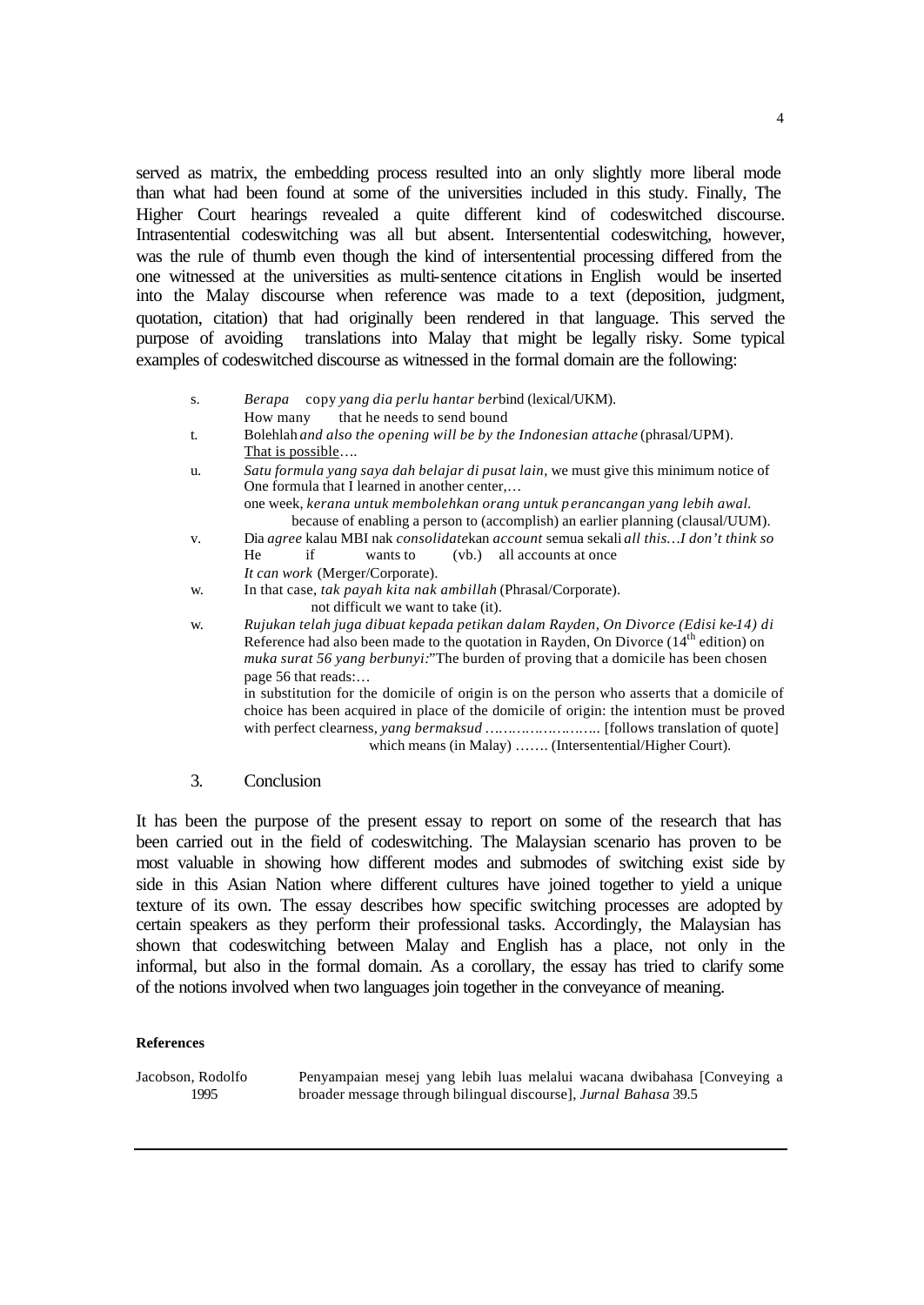served as matrix, the embedding process resulted into an only slightly more liberal mode than what had been found at some of the universities included in this study. Finally, The Higher Court hearings revealed a quite different kind of codeswitched discourse. Intrasentential codeswitching was all but absent. Intersentential codeswitching, however, was the rule of thumb even though the kind of intersentential processing differed from the one witnessed at the universities as multi-sentence citations in English would be inserted into the Malay discourse when reference was made to a text (deposition, judgment, quotation, citation) that had originally been rendered in that language. This served the purpose of avoiding translations into Malay that might be legally risky. Some typical examples of codeswitched discourse as witnessed in the formal domain are the following:

s. *Berapa* copy *yang dia perlu hantar ber*bind (lexical/UKM).
   How many that he needs to send bound

t. Bolehlah *and also the opening will be by the Indonesian attache* (phrasal/UPM).
   That is possible….

u. *Satu formula yang saya dah belajar di pusat lain*, we must give this minimum notice of
   One formula that I learned in another center,…
   one week, *kerana untuk membolehkan orang untuk perancangan yang lebih awal.*
   because of enabling a person to (accomplish) an earlier planning (clausal/UUM).

v. Dia *agree* kalau MBI nak *consolidate*kan *account* semua sekali *all this…I don't think so*
   He if wants to (vb.) all accounts at once
   *It can work* (Merger/Corporate).

w. In that case, *tak payah kita nak ambillah* (Phrasal/Corporate).
   not difficult we want to take (it).

w. *Rujukan telah juga dibuat kepada petikan dalam Rayden, On Divorce (Edisi ke-14) di*
   Reference had also been made to the quotation in Rayden, On Divorce (14th edition) on
   *muka surat 56 yang berbunyi:*"The burden of proving that a domicile has been chosen
   page 56 that reads:…
   in substitution for the domicile of origin is on the person who asserts that a domicile of choice has been acquired in place of the domicile of origin: the intention must be proved with perfect clearness, *yang bermaksud* …………………….. [follows translation of quote]
   which means (in Malay) ……. (Intersentential/Higher Court).

## 3. Conclusion

It has been the purpose of the present essay to report on some of the research that has been carried out in the field of codeswitching. The Malaysian scenario has proven to be most valuable in showing how different modes and submodes of switching exist side by side in this Asian Nation where different cultures have joined together to yield a unique texture of its own. The essay describes how specific switching processes are adopted by certain speakers as they perform their professional tasks. Accordingly, the Malaysian has shown that codeswitching between Malay and English has a place, not only in the informal, but also in the formal domain. As a corollary, the essay has tried to clarify some of the notions involved when two languages join together in the conveyance of meaning.

**References**

Jacobson, Rodolfo 1995 — Penyampaian mesej yang lebih luas melalui wacana dwibahasa [Conveying a broader message through bilingual discourse], *Jurnal Bahasa* 39.5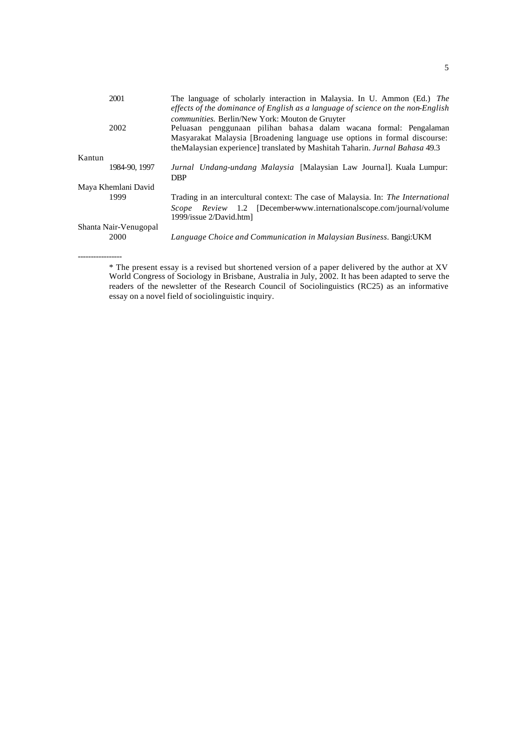2001 The language of scholarly interaction in Malaysia. In U. Ammon (Ed.) *The effects of the dominance of English as a language of science on the non-English communities.* Berlin/New York: Mouton de Gruyter

2002 Peluasan penggunaan pilihan bahasa dalam wacana formal: Pengalaman Masyarakat Malaysia [Broadening language use options in formal discourse: theMalaysian experience] translated by Mashitah Taharin. *Jurnal Bahasa* 49.3

Kantun

1984-90, 1997 *Jurnal Undang-undang Malaysia* [Malaysian Law Journal]. Kuala Lumpur: DBP

Maya Khemlani David

1999 Trading in an intercultural context: The case of Malaysia. In: *The International Scope Review* 1.2 [December-www.internationalscope.com/journal/volume 1999/issue 2/David.htm]

Shanta Nair-Venugopal

2000 *Language Choice and Communication in Malaysian Business*. Bangi:UKM

-----------------

* The present essay is a revised but shortened version of a paper delivered by the author at XV World Congress of Sociology in Brisbane, Australia in July, 2002. It has been adapted to serve the readers of the newsletter of the Research Council of Sociolinguistics (RC25) as an informative essay on a novel field of sociolinguistic inquiry.